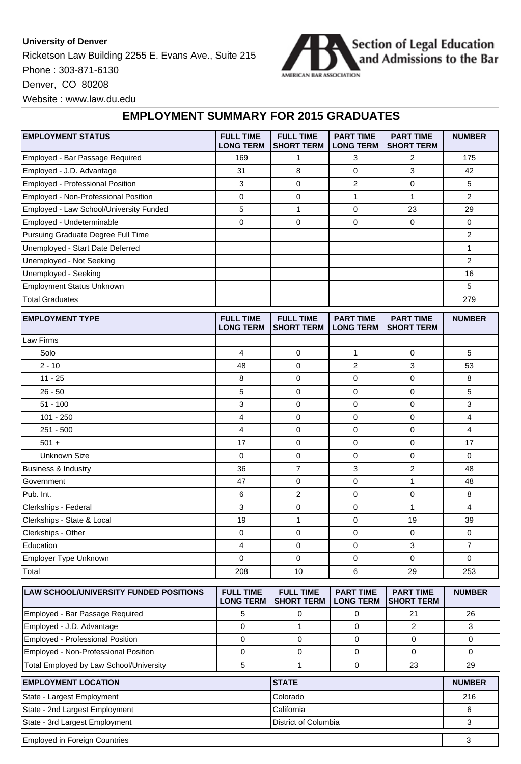**University of Denver**

Ricketson Law Building 2255 E. Evans Ave., Suite 215

Phone : 303-871-6130

Denver, CO 80208

Website : www.law.du.edu

Section of Legal Education and Admissions to the Bar

AMERICAN BAR ASSOCIATION

## EMPLOYMENT SUMMARY FOR 2015 GRADUATES

| EMPLOYMENT STATUS | FULL TIME LONG TERM | FULL TIME SHORT TERM | PART TIME LONG TERM | PART TIME SHORT TERM | NUMBER |
|---|---|---|---|---|---|
| Employed - Bar Passage Required | 169 | 1 | 3 | 2 | 175 |
| Employed - J.D. Advantage | 31 | 8 | 0 | 3 | 42 |
| Employed - Professional Position | 3 | 0 | 2 | 0 | 5 |
| Employed - Non-Professional Position | 0 | 0 | 1 | 1 | 2 |
| Employed - Law School/University Funded | 5 | 1 | 0 | 23 | 29 |
| Employed - Undeterminable | 0 | 0 | 0 | 0 | 0 |
| Pursuing Graduate Degree Full Time | | | | | 2 |
| Unemployed - Start Date Deferred | | | | | 1 |
| Unemployed - Not Seeking | | | | | 2 |
| Unemployed - Seeking | | | | | 16 |
| Employment Status Unknown | | | | | 5 |
| Total Graduates | | | | | 279 |

| EMPLOYMENT TYPE | FULL TIME LONG TERM | FULL TIME SHORT TERM | PART TIME LONG TERM | PART TIME SHORT TERM | NUMBER |
|---|---|---|---|---|---|
| Law Firms | | | | | |
| Solo | 4 | 0 | 1 | 0 | 5 |
| 2 - 10 | 48 | 0 | 2 | 3 | 53 |
| 11 - 25 | 8 | 0 | 0 | 0 | 8 |
| 26 - 50 | 5 | 0 | 0 | 0 | 5 |
| 51 - 100 | 3 | 0 | 0 | 0 | 3 |
| 101 - 250 | 4 | 0 | 0 | 0 | 4 |
| 251 - 500 | 4 | 0 | 0 | 0 | 4 |
| 501 + | 17 | 0 | 0 | 0 | 17 |
| Unknown Size | 0 | 0 | 0 | 0 | 0 |
| Business & Industry | 36 | 7 | 3 | 2 | 48 |
| Government | 47 | 0 | 0 | 1 | 48 |
| Pub. Int. | 6 | 2 | 0 | 0 | 8 |
| Clerkships - Federal | 3 | 0 | 0 | 1 | 4 |
| Clerkships - State & Local | 19 | 1 | 0 | 19 | 39 |
| Clerkships - Other | 0 | 0 | 0 | 0 | 0 |
| Education | 4 | 0 | 0 | 3 | 7 |
| Employer Type Unknown | 0 | 0 | 0 | 0 | 0 |
| Total | 208 | 10 | 6 | 29 | 253 |

| LAW SCHOOL/UNIVERSITY FUNDED POSITIONS | FULL TIME LONG TERM | FULL TIME SHORT TERM | PART TIME LONG TERM | PART TIME SHORT TERM | NUMBER |
|---|---|---|---|---|---|
| Employed - Bar Passage Required | 5 | 0 | 0 | 21 | 26 |
| Employed - J.D. Advantage | 0 | 1 | 0 | 2 | 3 |
| Employed - Professional Position | 0 | 0 | 0 | 0 | 0 |
| Employed - Non-Professional Position | 0 | 0 | 0 | 0 | 0 |
| Total Employed by Law School/University | 5 | 1 | 0 | 23 | 29 |

| EMPLOYMENT LOCATION | STATE | NUMBER |
|---|---|---|
| State - Largest Employment | Colorado | 216 |
| State - 2nd Largest Employment | California | 6 |
| State - 3rd Largest Employment | District of Columbia | 3 |
| Employed in Foreign Countries | | 3 |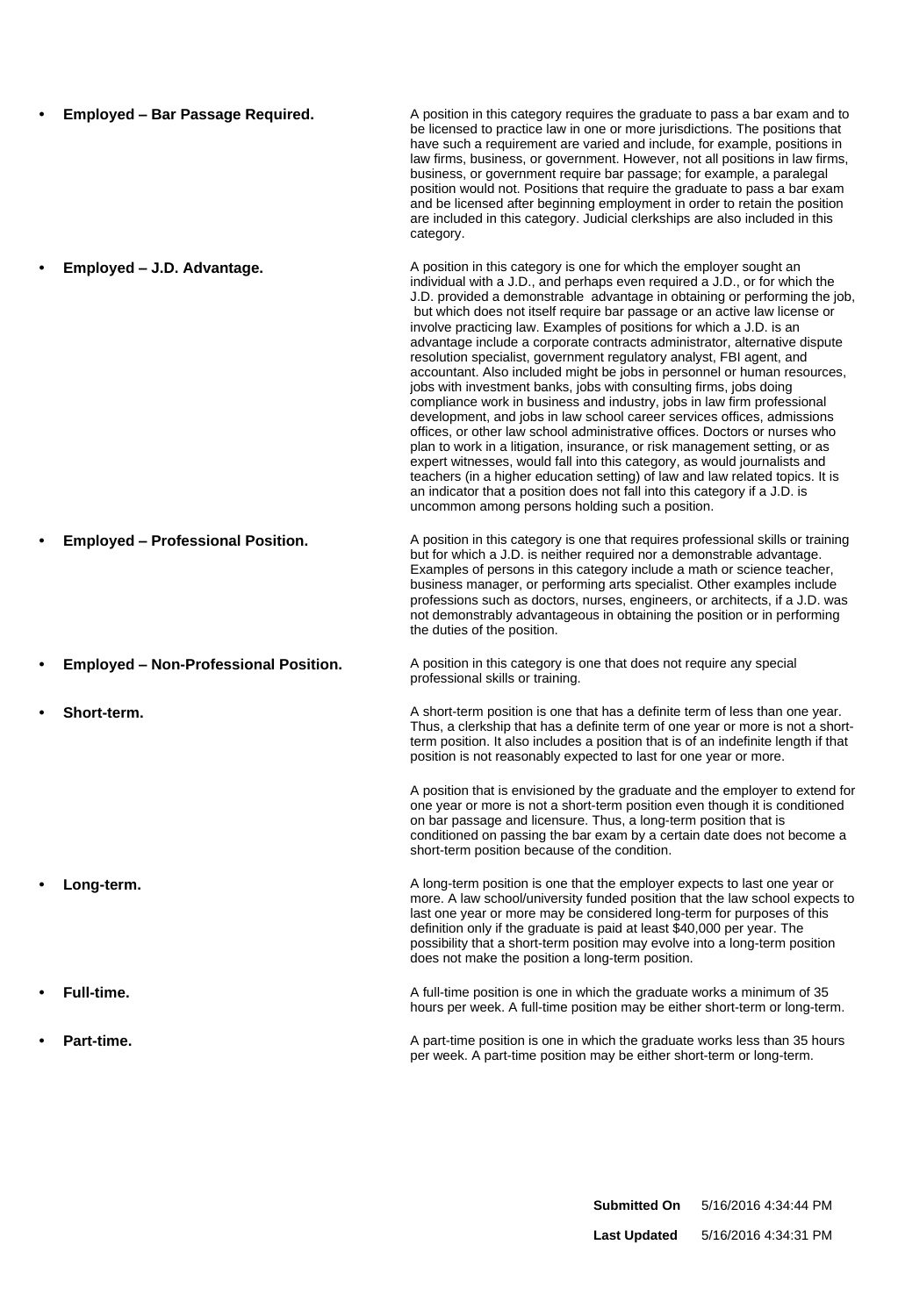- **Employed – Bar Passage Required.**

  A position in this category requires the graduate to pass a bar exam and to be licensed to practice law in one or more jurisdictions. The positions that have such a requirement are varied and include, for example, positions in law firms, business, or government. However, not all positions in law firms, business, or government require bar passage; for example, a paralegal position would not. Positions that require the graduate to pass a bar exam and be licensed after beginning employment in order to retain the position are included in this category. Judicial clerkships are also included in this category.

- **Employed – J.D. Advantage.**

  A position in this category is one for which the employer sought an individual with a J.D., and perhaps even required a J.D., or for which the J.D. provided a demonstrable advantage in obtaining or performing the job, but which does not itself require bar passage or an active law license or involve practicing law. Examples of positions for which a J.D. is an advantage include a corporate contracts administrator, alternative dispute resolution specialist, government regulatory analyst, FBI agent, and accountant. Also included might be jobs in personnel or human resources, jobs with investment banks, jobs with consulting firms, jobs doing compliance work in business and industry, jobs in law firm professional development, and jobs in law school career services offices, admissions offices, or other law school administrative offices. Doctors or nurses who plan to work in a litigation, insurance, or risk management setting, or as expert witnesses, would fall into this category, as would journalists and teachers (in a higher education setting) of law and law related topics. It is an indicator that a position does not fall into this category if a J.D. is uncommon among persons holding such a position.

- **Employed – Professional Position.**

  A position in this category is one that requires professional skills or training but for which a J.D. is neither required nor a demonstrable advantage. Examples of persons in this category include a math or science teacher, business manager, or performing arts specialist. Other examples include professions such as doctors, nurses, engineers, or architects, if a J.D. was not demonstrably advantageous in obtaining the position or in performing the duties of the position.

- **Employed – Non-Professional Position.**

  A position in this category is one that does not require any special professional skills or training.

- **Short-term.**

  A short-term position is one that has a definite term of less than one year. Thus, a clerkship that has a definite term of one year or more is not a short-term position. It also includes a position that is of an indefinite length if that position is not reasonably expected to last for one year or more.

  A position that is envisioned by the graduate and the employer to extend for one year or more is not a short-term position even though it is conditioned on bar passage and licensure. Thus, a long-term position that is conditioned on passing the bar exam by a certain date does not become a short-term position because of the condition.

- **Long-term.**

  A long-term position is one that the employer expects to last one year or more. A law school/university funded position that the law school expects to last one year or more may be considered long-term for purposes of this definition only if the graduate is paid at least $40,000 per year. The possibility that a short-term position may evolve into a long-term position does not make the position a long-term position.

- **Full-time.**

  A full-time position is one in which the graduate works a minimum of 35 hours per week. A full-time position may be either short-term or long-term.

- **Part-time.**

  A part-time position is one in which the graduate works less than 35 hours per week. A part-time position may be either short-term or long-term.

| | |
|---|---|
| **Submitted On** | 5/16/2016 4:34:44 PM |
| **Last Updated** | 5/16/2016 4:34:31 PM |